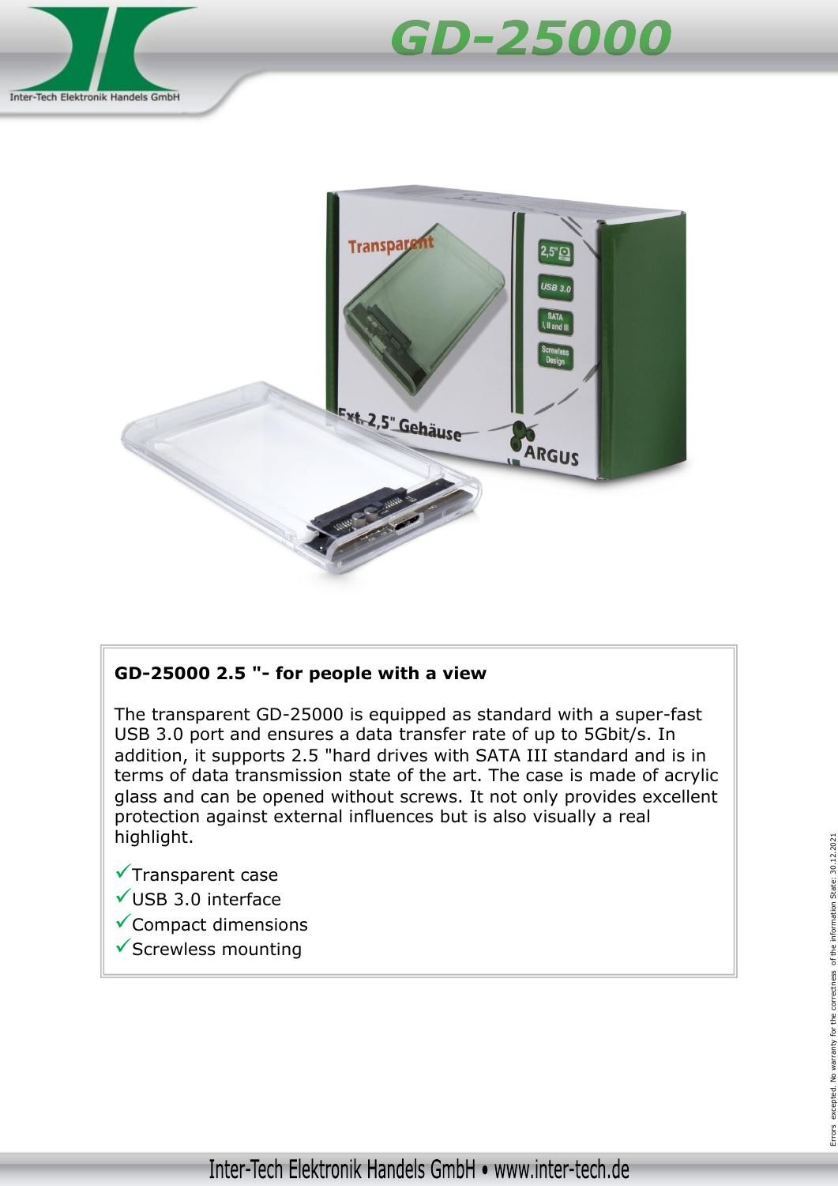# GD-25000

## GD-25000 2.5 "- for people with a view

The transparent GD-25000 is equipped as standard with a super-fast USB 3.0 port and ensures a data transfer rate of up to 5Gbit/s. In addition, it supports 2.5 "hard drives with SATA III standard and is in terms of data transmission state of the art. The case is made of acrylic glass and can be opened without screws. It not only provides excellent protection against external influences but is also visually a real highlight.

- ✓Transparent case
- ✓USB 3.0 interface
- ✓Compact dimensions
- ✓Screwless mounting

Errors excepted. No warranty for the correctness of the information State: 30.12.2021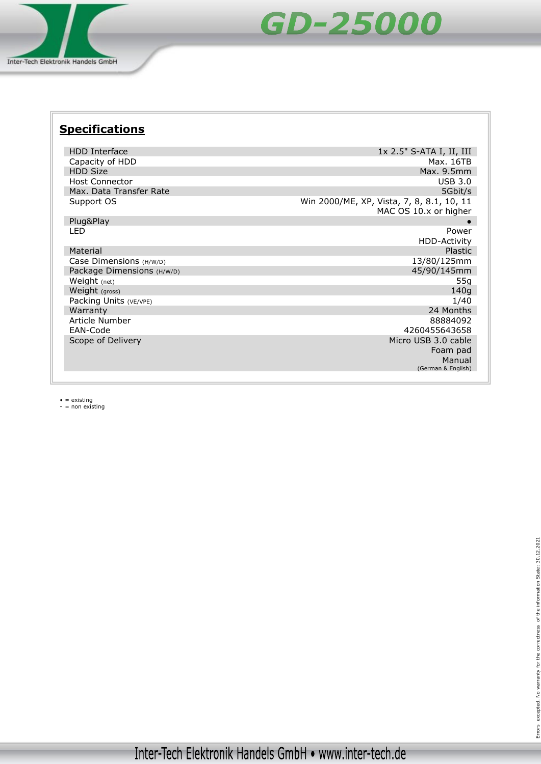# GD-25000

Inter-Tech Elektronik Handels GmbH

## Specifications

| | |
|---|---|
| HDD Interface | 1x 2.5" S-ATA I, II, III |
| Capacity of HDD | Max. 16TB |
| HDD Size | Max. 9.5mm |
| Host Connector | USB 3.0 |
| Max. Data Transfer Rate | 5Gbit/s |
| Support OS | Win 2000/ME, XP, Vista, 7, 8, 8.1, 10, 11<br>MAC OS 10.x or higher |
| Plug&Play | • |
| LED | Power<br>HDD-Activity |
| Material | Plastic |
| Case Dimensions (H/W/D) | 13/80/125mm |
| Package Dimensions (H/W/D) | 45/90/145mm |
| Weight (net) | 55g |
| Weight (gross) | 140g |
| Packing Units (VE/VPE) | 1/40 |
| Warranty | 24 Months |
| Article Number | 88884092 |
| EAN-Code | 4260455643658 |
| Scope of Delivery | Micro USB 3.0 cable<br>Foam pad<br>Manual<br>(German & English) |

• = existing
- = non existing

Errors excepted. No warranty for the correctness of the information State: 30.12.2021